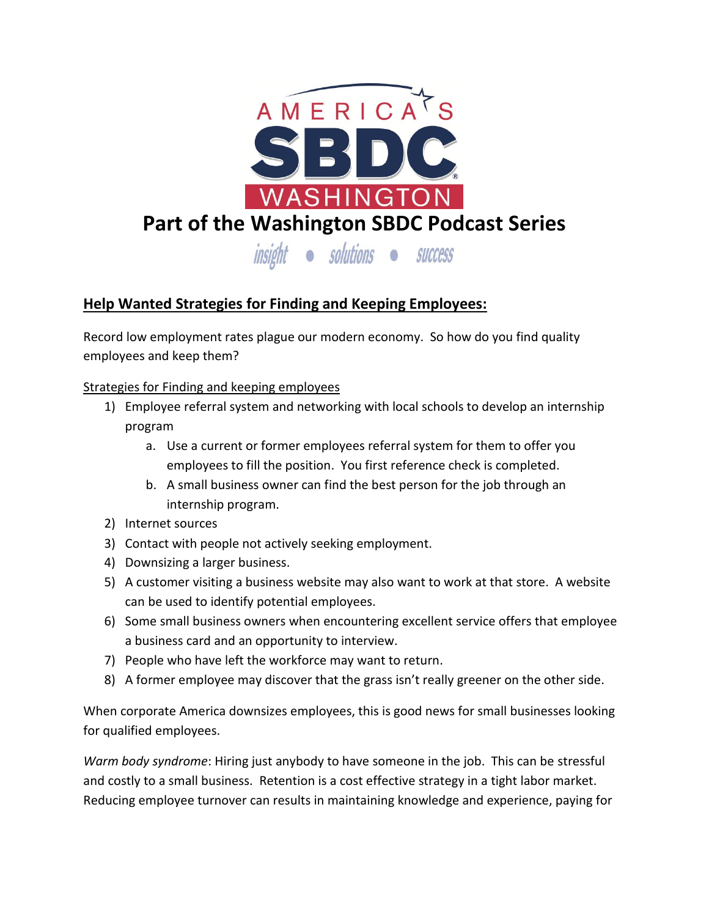# Part of the Washington SBDC Podcast Series

insight • solutions • success

## Help Wanted Strategies for Finding and Keeping Employees:

Record low employment rates plague our modern economy. So how do you find quality employees and keep them?

Strategies for Finding and keeping employees

1) Employee referral system and networking with local schools to develop an internship program
   a. Use a current or former employees referral system for them to offer you employees to fill the position. You first reference check is completed.
   b. A small business owner can find the best person for the job through an internship program.
2) Internet sources
3) Contact with people not actively seeking employment.
4) Downsizing a larger business.
5) A customer visiting a business website may also want to work at that store. A website can be used to identify potential employees.
6) Some small business owners when encountering excellent service offers that employee a business card and an opportunity to interview.
7) People who have left the workforce may want to return.
8) A former employee may discover that the grass isn't really greener on the other side.

When corporate America downsizes employees, this is good news for small businesses looking for qualified employees.

*Warm body syndrome*: Hiring just anybody to have someone in the job. This can be stressful and costly to a small business. Retention is a cost effective strategy in a tight labor market. Reducing employee turnover can results in maintaining knowledge and experience, paying for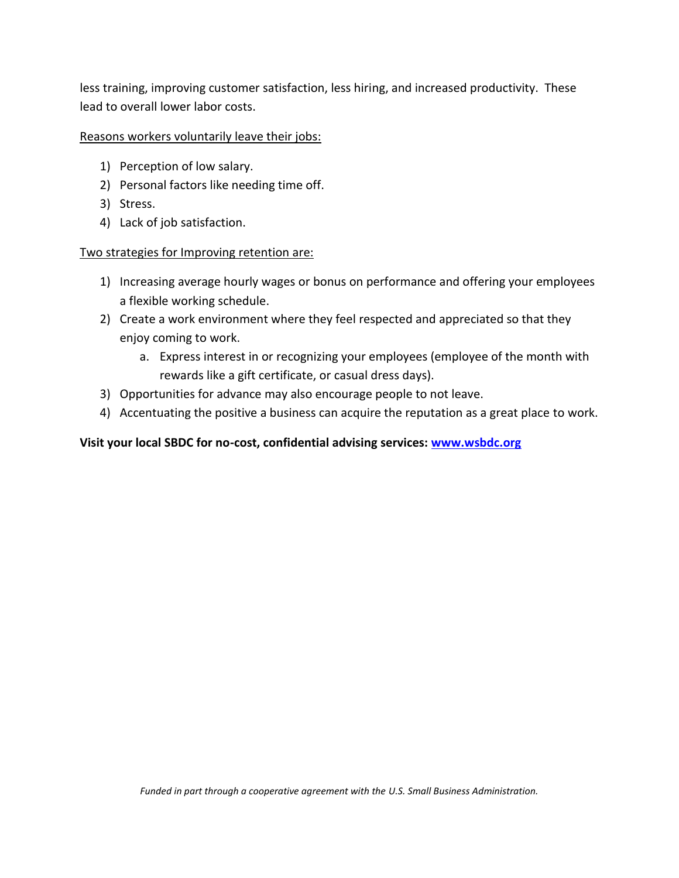less training, improving customer satisfaction, less hiring, and increased productivity. These lead to overall lower labor costs.

<u>Reasons workers voluntarily leave their jobs:</u>

1) Perception of low salary.
2) Personal factors like needing time off.
3) Stress.
4) Lack of job satisfaction.

<u>Two strategies for Improving retention are:</u>

1) Increasing average hourly wages or bonus on performance and offering your employees a flexible working schedule.
2) Create a work environment where they feel respected and appreciated so that they enjoy coming to work.
    a. Express interest in or recognizing your employees (employee of the month with rewards like a gift certificate, or casual dress days).
3) Opportunities for advance may also encourage people to not leave.
4) Accentuating the positive a business can acquire the reputation as a great place to work.

**Visit your local SBDC for no-cost, confidential advising services: [www.wsbdc.org](http://www.wsbdc.org)**

*Funded in part through a cooperative agreement with the U.S. Small Business Administration.*